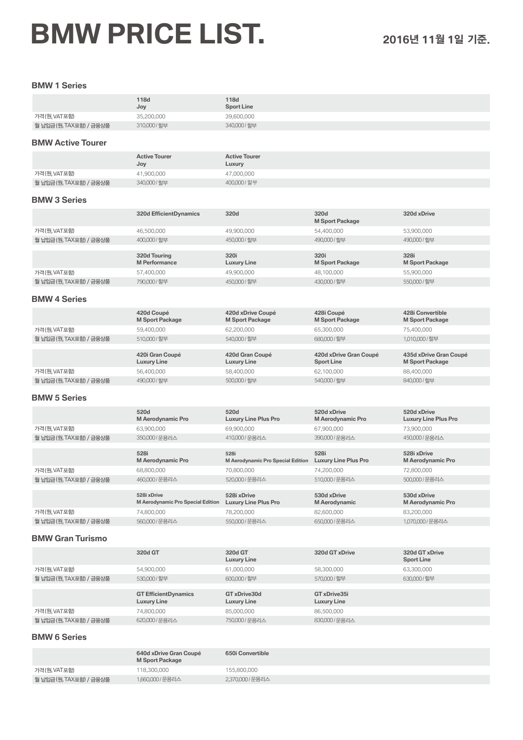# BMW PRICE LIST.

**2016년 11월 1일 기준.**

### BMW 1 Series

| | 118d Joy | 118d Sport Line |
|---|---|---|
| 가격(원, VAT포함) | 35,200,000 | 39,600,000 |
| 월 납입금(원, TAX포함) / 금융상품 | 310,000 / 할부 | 340,000 / 할부 |

### BMW Active Tourer

| | Active Tourer Joy | Active Tourer Luxury |
|---|---|---|
| 가격(원, VAT포함) | 41,900,000 | 47,000,000 |
| 월 납입금(원, TAX포함) / 금융상품 | 340,000 / 할부 | 400,000 / 할부 |

### BMW 3 Series

| | 320d EfficientDynamics | 320d | 320d M Sport Package | 320d xDrive |
|---|---|---|---|---|
| 가격(원, VAT포함) | 46,500,000 | 49,900,000 | 54,400,000 | 53,900,000 |
| 월 납입금(원, TAX포함) / 금융상품 | 400,000 / 할부 | 450,000 / 할부 | 490,000 / 할부 | 490,000 / 할부 |
| | **320d Touring M Performance** | **320i Luxury Line** | **320i M Sport Package** | **328i M Sport Package** |
| 가격(원, VAT포함) | 57,400,000 | 49,900,000 | 48,100,000 | 55,900,000 |
| 월 납입금(원, TAX포함) / 금융상품 | 790,000 / 할부 | 450,000 / 할부 | 430,000 / 할부 | 550,000 / 할부 |

### BMW 4 Series

| | 420d Coupé M Sport Package | 420d xDrive Coupé M Sport Package | 428i Coupé M Sport Package | 428i Convertible M Sport Package |
|---|---|---|---|---|
| 가격(원, VAT포함) | 59,400,000 | 62,200,000 | 65,300,000 | 75,400,000 |
| 월 납입금(원, TAX포함) / 금융상품 | 510,000 / 할부 | 540,000 / 할부 | 680,000 / 할부 | 1,010,000 / 할부 |
| | **420i Gran Coupé Luxury Line** | **420d Gran Coupé Luxury Line** | **420d xDrive Gran Coupé Sport Line** | **435d xDrive Gran Coupé M Sport Package** |
| 가격(원, VAT포함) | 56,400,000 | 58,400,000 | 62,100,000 | 88,400,000 |
| 월 납입금(원, TAX포함) / 금융상품 | 490,000 / 할부 | 500,000 / 할부 | 540,000 / 할부 | 840,000 / 할부 |

### BMW 5 Series

| | 520d M Aerodynamic Pro | 520d Luxury Line Plus Pro | 520d xDrive M Aerodynamic Pro | 520d xDrive Luxury Line Plus Pro |
|---|---|---|---|---|
| 가격(원, VAT포함) | 63,900,000 | 69,900,000 | 67,900,000 | 73,900,000 |
| 월 납입금(원, TAX포함) / 금융상품 | 350,000 / 운용리스 | 410,000 / 운용리스 | 390,000 / 운용리스 | 450,000 / 운용리스 |
| | **528i M Aerodynamic Pro** | **528i M Aerodynamic Pro Special Edition** | **528i Luxury Line Plus Pro** | **528i xDrive M Aerodynamic Pro** |
| 가격(원, VAT포함) | 68,800,000 | 70,800,000 | 74,200,000 | 72,800,000 |
| 월 납입금(원, TAX포함) / 금융상품 | 460,000 / 운용리스 | 520,000 / 운용리스 | 510,000 / 운용리스 | 500,000 / 운용리스 |
| | **528i xDrive M Aerodynamic Pro Special Edition** | **528i xDrive Luxury Line Plus Pro** | **530d xDrive M Aerodynamic** | **530d xDrive M Aerodynamic Pro** |
| 가격(원, VAT포함) | 74,800,000 | 78,200,000 | 82,600,000 | 83,200,000 |
| 월 납입금(원, TAX포함) / 금융상품 | 560,000 / 운용리스 | 550,000 / 운용리스 | 650,000 / 운용리스 | 1,070,000 / 운용리스 |

### BMW Gran Turismo

| | 320d GT | 320d GT Luxury Line | 320d GT xDrive | 320d GT xDrive Sport Line |
|---|---|---|---|---|
| 가격(원, VAT포함) | 54,900,000 | 61,000,000 | 58,300,000 | 63,300,000 |
| 월 납입금(원, TAX포함) / 금융상품 | 530,000 / 할부 | 600,000 / 할부 | 570,000 / 할부 | 630,000 / 할부 |
| | **GT EfficientDynamics Luxury Line** | **GT xDrive30d Luxury Line** | **GT xDrive35i Luxury Line** | |
| 가격(원, VAT포함) | 74,800,000 | 85,000,000 | 86,500,000 | |
| 월 납입금(원, TAX포함) / 금융상품 | 620,000 / 운용리스 | 750,000 / 운용리스 | 830,000 / 운용리스 | |

### BMW 6 Series

| | 640d xDrive Gran Coupé M Sport Package | 650i Convertible |
|---|---|---|
| 가격(원, VAT포함) | 118,300,000 | 155,800,000 |
| 월 납입금(원, TAX포함) / 금융상품 | 1,660,000 / 운용리스 | 2,370,000 / 운용리스 |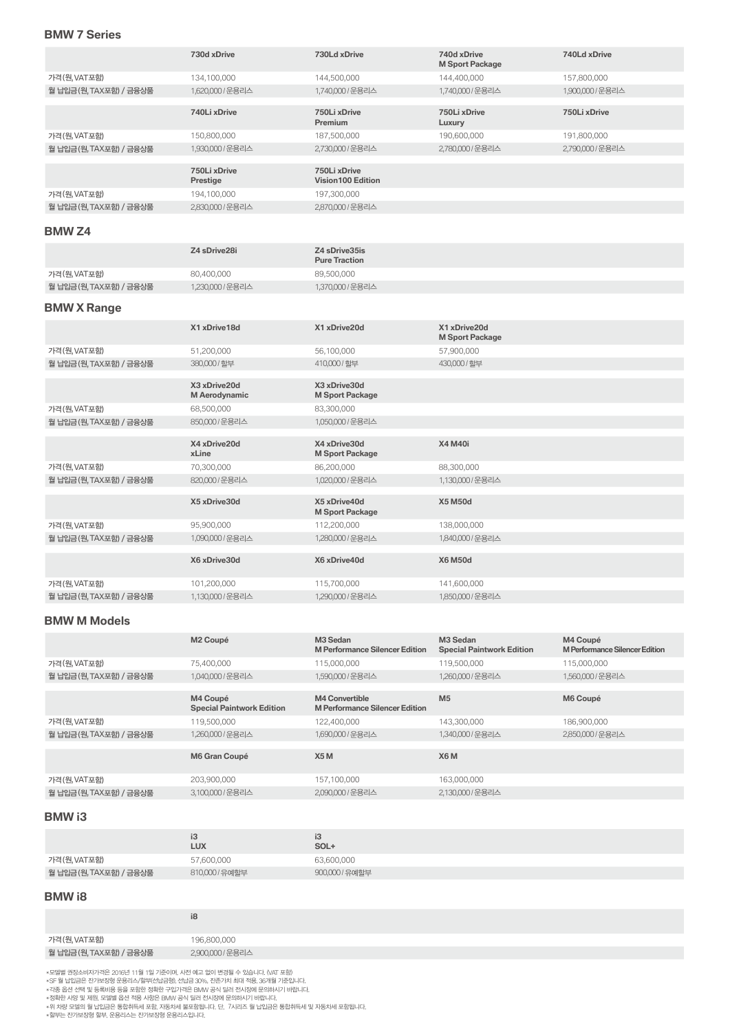## BMW 7 Series

| | 730d xDrive | 730Ld xDrive | 740d xDrive M Sport Package | 740Ld xDrive |
|---|---|---|---|---|
| 가격(원, VAT포함) | 134,100,000 | 144,500,000 | 144,400,000 | 157,800,000 |
| 월 납입금(원, TAX포함) / 금융상품 | 1,620,000 / 운용리스 | 1,740,000 / 운용리스 | 1,740,000 / 운용리스 | 1,900,000 / 운용리스 |
| | **740Li xDrive** | **750Li xDrive Premium** | **750Li xDrive Luxury** | **750Li xDrive** |
| 가격(원, VAT포함) | 150,800,000 | 187,500,000 | 190,600,000 | 191,800,000 |
| 월 납입금(원, TAX포함) / 금융상품 | 1,930,000 / 운용리스 | 2,730,000 / 운용리스 | 2,780,000 / 운용리스 | 2,790,000 / 운용리스 |
| | **750Li xDrive Prestige** | **750Li xDrive Vision100 Edition** | | |
| 가격(원, VAT포함) | 194,100,000 | 197,300,000 | | |
| 월 납입금(원, TAX포함) / 금융상품 | 2,830,000 / 운용리스 | 2,870,000 / 운용리스 | | |

## BMW Z4

| | Z4 sDrive28i | Z4 sDrive35is Pure Traction |
|---|---|---|
| 가격(원, VAT포함) | 80,400,000 | 89,500,000 |
| 월 납입금(원, TAX포함) / 금융상품 | 1,230,000 / 운용리스 | 1,370,000 / 운용리스 |

## BMW X Range

| | X1 xDrive18d | X1 xDrive20d | X1 xDrive20d M Sport Package |
|---|---|---|---|
| 가격(원, VAT포함) | 51,200,000 | 56,100,000 | 57,900,000 |
| 월 납입금(원, TAX포함) / 금융상품 | 380,000 / 할부 | 410,000 / 할부 | 430,000 / 할부 |
| | **X3 xDrive20d M Aerodynamic** | **X3 xDrive30d M Sport Package** | |
| 가격(원, VAT포함) | 68,500,000 | 83,300,000 | |
| 월 납입금(원, TAX포함) / 금융상품 | 850,000 / 운용리스 | 1,050,000 / 운용리스 | |
| | **X4 xDrive20d xLine** | **X4 xDrive30d M Sport Package** | **X4 M40i** |
| 가격(원, VAT포함) | 70,300,000 | 86,200,000 | 88,300,000 |
| 월 납입금(원, TAX포함) / 금융상품 | 820,000 / 운용리스 | 1,020,000 / 운용리스 | 1,130,000 / 운용리스 |
| | **X5 xDrive30d** | **X5 xDrive40d M Sport Package** | **X5 M50d** |
| 가격(원, VAT포함) | 95,900,000 | 112,200,000 | 138,000,000 |
| 월 납입금(원, TAX포함) / 금융상품 | 1,090,000 / 운용리스 | 1,280,000 / 운용리스 | 1,840,000 / 운용리스 |
| | **X6 xDrive30d** | **X6 xDrive40d** | **X6 M50d** |
| 가격(원, VAT포함) | 101,200,000 | 115,700,000 | 141,600,000 |
| 월 납입금(원, TAX포함) / 금융상품 | 1,130,000 / 운용리스 | 1,290,000 / 운용리스 | 1,850,000 / 운용리스 |

## BMW M Models

| | M2 Coupé | M3 Sedan M Performance Silencer Edition | M3 Sedan Special Paintwork Edition | M4 Coupé M Performance Silencer Edition |
|---|---|---|---|---|
| 가격(원, VAT포함) | 75,400,000 | 115,000,000 | 119,500,000 | 115,000,000 |
| 월 납입금(원, TAX포함) / 금융상품 | 1,040,000 / 운용리스 | 1,590,000 / 운용리스 | 1,260,000 / 운용리스 | 1,560,000 / 운용리스 |
| | **M4 Coupé Special Paintwork Edition** | **M4 Convertible M Performance Silencer Edition** | **M5** | **M6 Coupé** |
| 가격(원, VAT포함) | 119,500,000 | 122,400,000 | 143,300,000 | 186,900,000 |
| 월 납입금(원, TAX포함) / 금융상품 | 1,260,000 / 운용리스 | 1,690,000 / 운용리스 | 1,340,000 / 운용리스 | 2,850,000 / 운용리스 |
| | **M6 Gran Coupé** | **X5 M** | **X6 M** | |
| 가격(원, VAT포함) | 203,900,000 | 157,100,000 | 163,000,000 | |
| 월 납입금(원, TAX포함) / 금융상품 | 3,100,000 / 운용리스 | 2,090,000 / 운용리스 | 2,130,000 / 운용리스 | |

## BMW i3

| | i3 LUX | i3 SOL+ |
|---|---|---|
| 가격(원, VAT포함) | 57,600,000 | 63,600,000 |
| 월 납입금(원, TAX포함) / 금융상품 | 810,000 / 유예할부 | 900,000 / 유예할부 |

## BMW i8

| | i8 |
|---|---|
| 가격(원, VAT포함) | 196,800,000 |
| 월 납입금(원, TAX포함) / 금융상품 | 2,900,000 / 운용리스 |

* 모델별 권장소비자가격은 2016년 11월 1일 기준이며, 사전 예고 없이 변경될 수 있습니다. (VAT 포함)
* SF 월 납입금은 잔가보장형 운용리스/할부(선납금형), 선납금 30%, 잔존가치 최대 적용, 36개월 기준입니다.
* 각종 옵션 선택 및 등록비용 등을 포함한 정확한 구입가격은 BMW 공식 딜러 전시장에 문의하시기 바랍니다.
* 정확한 사양 및 제원, 모델별 옵션 적용 사항은 BMW 공식 딜러 전시장에 문의하시기 바랍니다.
* 위 차량 모델의 월 납입금은 통합취득세 포함, 자동차세 불포함됩니다. 단, 7시리즈 월 납입금은 통합취득세 및 자동차세 포함됩니다.
* 할부는 잔가보장형 할부, 운용리스는 잔가보장형 운용리스입니다.